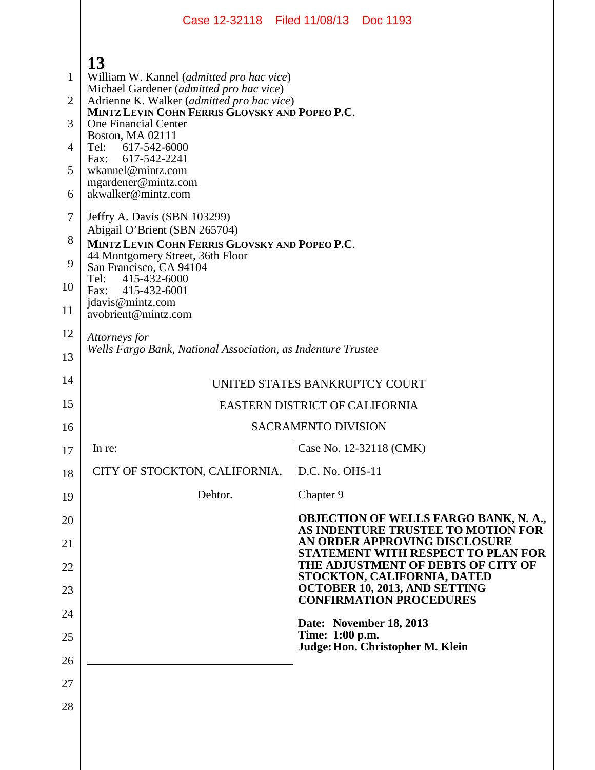William W. Kannel (*admitted pro hac vice*)
Michael Gardener (*admitted pro hac vice*)
Adrienne K. Walker (*admitted pro hac vice*)
**MINTZ LEVIN COHN FERRIS GLOVSKY AND POPEO P.C.**
One Financial Center
Boston, MA 02111
Tel: 617-542-6000
Fax: 617-542-2241
wkannel@mintz.com
mgardener@mintz.com
akwalker@mintz.com

Jeffry A. Davis (SBN 103299)
Abigail O'Brient (SBN 265704)
**MINTZ LEVIN COHN FERRIS GLOVSKY AND POPEO P.C.**
44 Montgomery Street, 36th Floor
San Francisco, CA 94104
Tel: 415-432-6000
Fax: 415-432-6001
jdavis@mintz.com
avobrient@mintz.com

*Attorneys for*
*Wells Fargo Bank, National Association, as Indenture Trustee*

UNITED STATES BANKRUPTCY COURT

EASTERN DISTRICT OF CALIFORNIA

SACRAMENTO DIVISION

| | |
|---|---|
| In re: | Case No. 12-32118 (CMK) |
| CITY OF STOCKTON, CALIFORNIA, | D.C. No. OHS-11 |
| Debtor. | Chapter 9 |
| | **OBJECTION OF WELLS FARGO BANK, N. A., AS INDENTURE TRUSTEE TO MOTION FOR AN ORDER APPROVING DISCLOSURE STATEMENT WITH RESPECT TO PLAN FOR THE ADJUSTMENT OF DEBTS OF CITY OF STOCKTON, CALIFORNIA, DATED OCTOBER 10, 2013, AND SETTING CONFIRMATION PROCEDURES** |
| | **Date: November 18, 2013**<br>**Time: 1:00 p.m.**<br>**Judge: Hon. Christopher M. Klein** |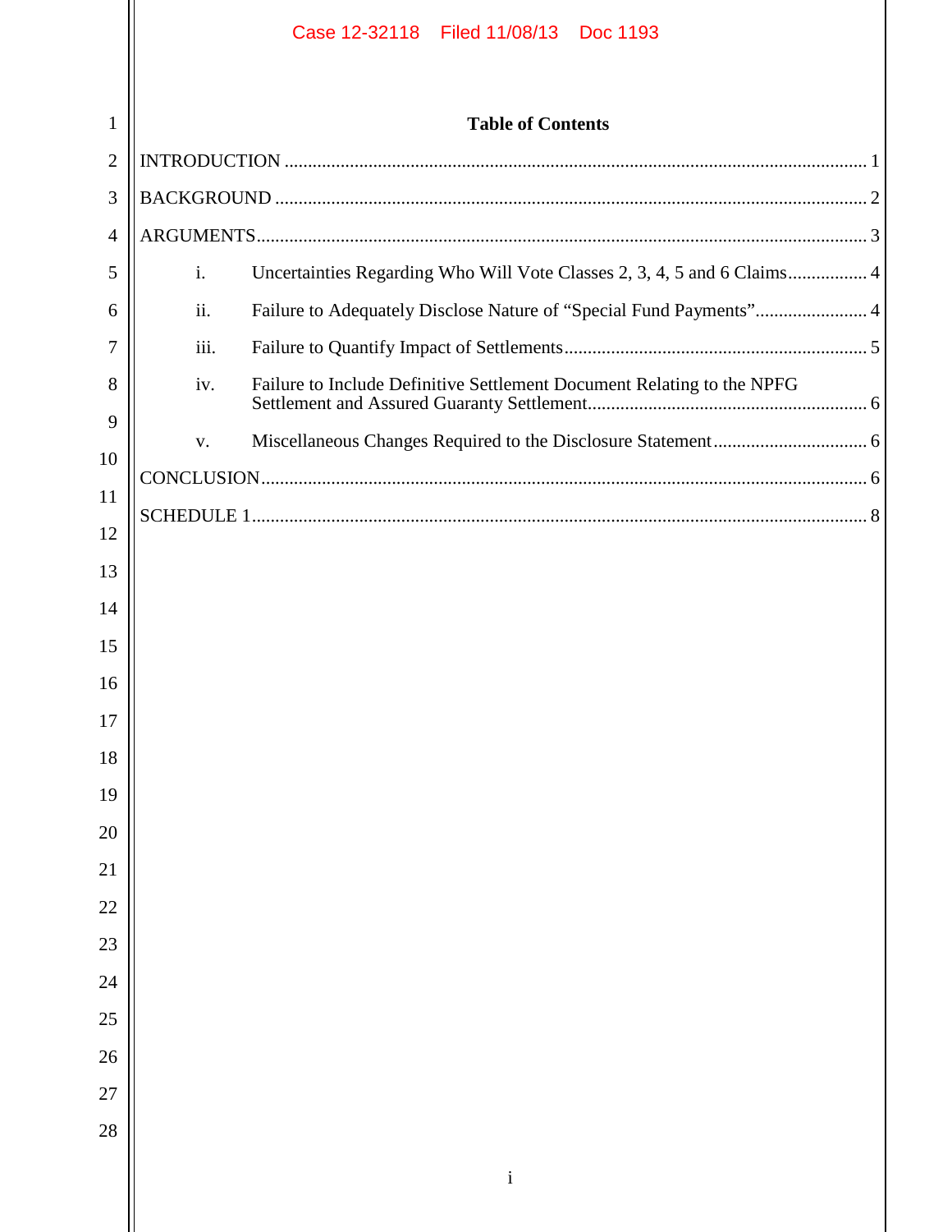# Table of Contents

INTRODUCTION ........................................................................................................................ 1

BACKGROUND ........................................................................................................................ 2

ARGUMENTS ........................................................................................................................... 3

- i. Uncertainties Regarding Who Will Vote Classes 2, 3, 4, 5 and 6 Claims ................. 4
- ii. Failure to Adequately Disclose Nature of "Special Fund Payments" ........................ 4
- iii. Failure to Quantify Impact of Settlements ................................................................ 5
- iv. Failure to Include Definitive Settlement Document Relating to the NPFG Settlement and Assured Guaranty Settlement ........................................................... 6
- v. Miscellaneous Changes Required to the Disclosure Statement ................................. 6

CONCLUSION ........................................................................................................................... 6

SCHEDULE 1 ............................................................................................................................. 8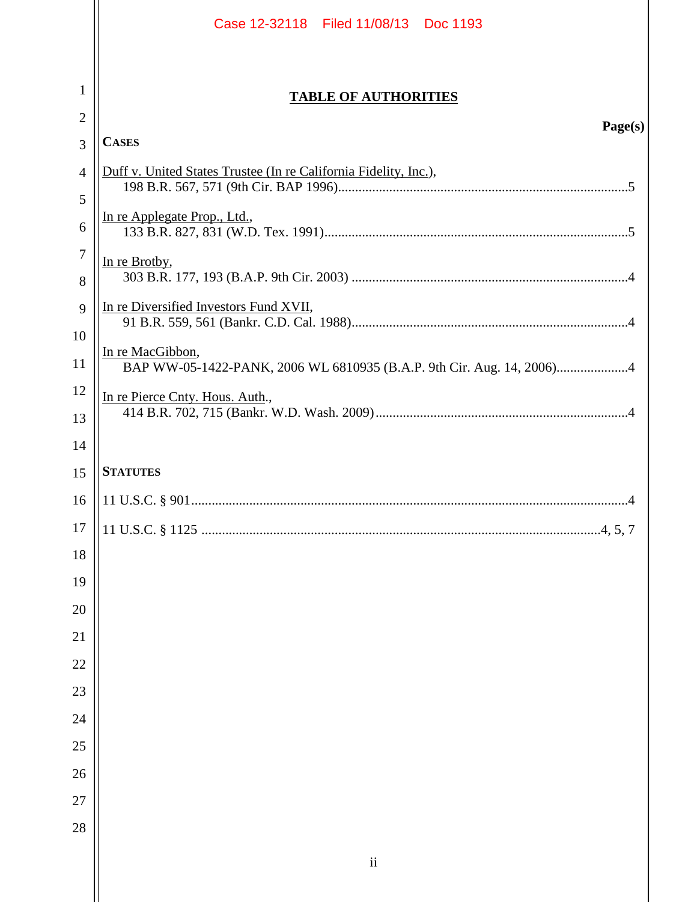# TABLE OF AUTHORITIES

**Page(s)**

**CASES**

Duff v. United States Trustee (In re California Fidelity, Inc.),
198 B.R. 567, 571 (9th Cir. BAP 1996).....5

In re Applegate Prop., Ltd.,
133 B.R. 827, 831 (W.D. Tex. 1991).....5

In re Brotby,
303 B.R. 177, 193 (B.A.P. 9th Cir. 2003).....4

In re Diversified Investors Fund XVII,
91 B.R. 559, 561 (Bankr. C.D. Cal. 1988).....4

In re MacGibbon,
BAP WW-05-1422-PANK, 2006 WL 6810935 (B.A.P. 9th Cir. Aug. 14, 2006).....4

In re Pierce Cnty. Hous. Auth.,
414 B.R. 702, 715 (Bankr. W.D. Wash. 2009).....4

**STATUTES**

11 U.S.C. § 901.....4

11 U.S.C. § 1125.....4, 5, 7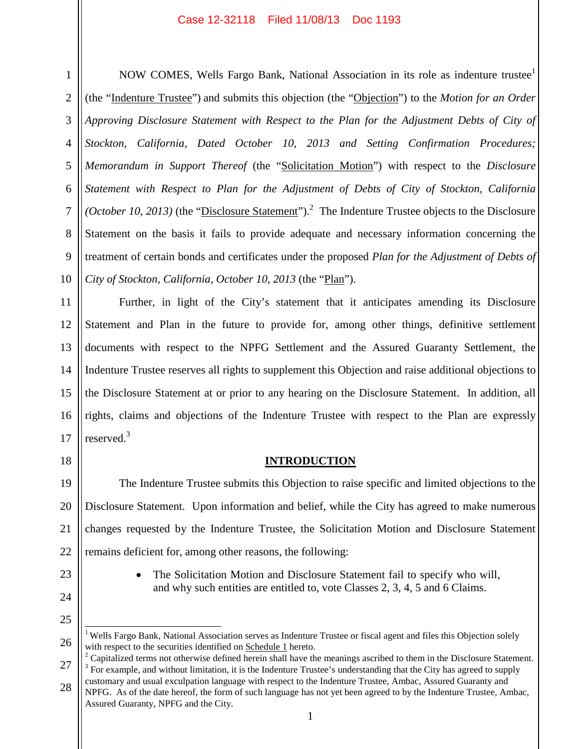NOW COMES, Wells Fargo Bank, National Association in its role as indenture trustee[1] (the "Indenture Trustee") and submits this objection (the "Objection") to the *Motion for an Order Approving Disclosure Statement with Respect to the Plan for the Adjustment Debts of City of Stockton, California, Dated October 10, 2013 and Setting Confirmation Procedures; Memorandum in Support Thereof* (the "Solicitation Motion") with respect to the *Disclosure Statement with Respect to Plan for the Adjustment of Debts of City of Stockton, California (October 10, 2013)* (the "Disclosure Statement").[2] The Indenture Trustee objects to the Disclosure Statement on the basis it fails to provide adequate and necessary information concerning the treatment of certain bonds and certificates under the proposed *Plan for the Adjustment of Debts of City of Stockton, California, October 10, 2013* (the "Plan").

Further, in light of the City's statement that it anticipates amending its Disclosure Statement and Plan in the future to provide for, among other things, definitive settlement documents with respect to the NPFG Settlement and the Assured Guaranty Settlement, the Indenture Trustee reserves all rights to supplement this Objection and raise additional objections to the Disclosure Statement at or prior to any hearing on the Disclosure Statement. In addition, all rights, claims and objections of the Indenture Trustee with respect to the Plan are expressly reserved.[3]

## INTRODUCTION

The Indenture Trustee submits this Objection to raise specific and limited objections to the Disclosure Statement. Upon information and belief, while the City has agreed to make numerous changes requested by the Indenture Trustee, the Solicitation Motion and Disclosure Statement remains deficient for, among other reasons, the following:

- The Solicitation Motion and Disclosure Statement fail to specify who will, and why such entities are entitled to, vote Classes 2, 3, 4, 5 and 6 Claims.

---

[1] Wells Fargo Bank, National Association serves as Indenture Trustee or fiscal agent and files this Objection solely with respect to the securities identified on Schedule 1 hereto.

[2] Capitalized terms not otherwise defined herein shall have the meanings ascribed to them in the Disclosure Statement.

[3] For example, and without limitation, it is the Indenture Trustee's understanding that the City has agreed to supply customary and usual exculpation language with respect to the Indenture Trustee, Ambac, Assured Guaranty and NPFG. As of the date hereof, the form of such language has not yet been agreed to by the Indenture Trustee, Ambac, Assured Guaranty, NPFG and the City.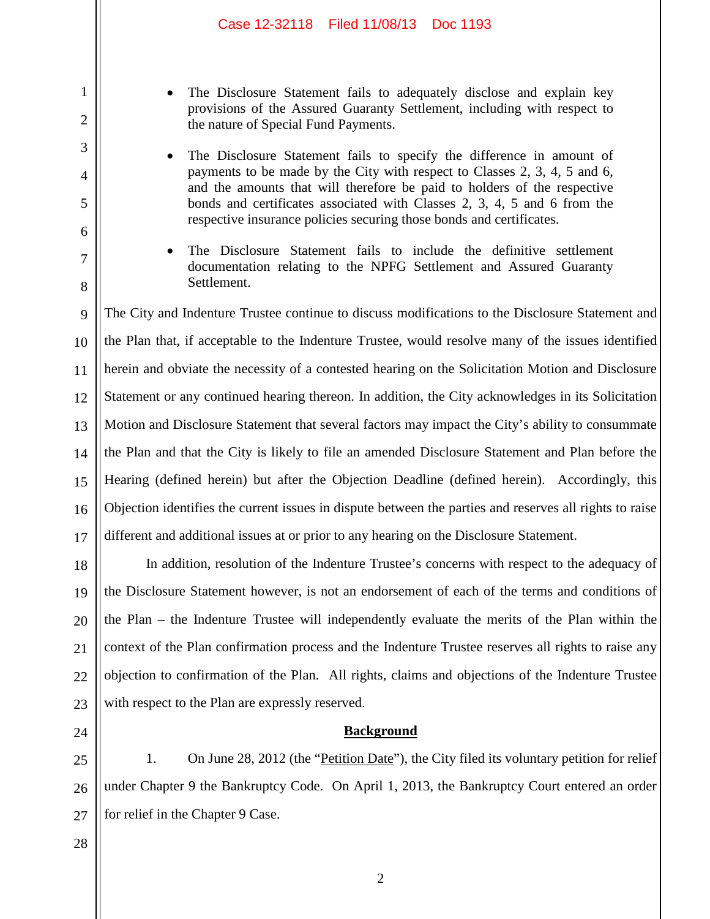- The Disclosure Statement fails to adequately disclose and explain key provisions of the Assured Guaranty Settlement, including with respect to the nature of Special Fund Payments.

- The Disclosure Statement fails to specify the difference in amount of payments to be made by the City with respect to Classes 2, 3, 4, 5 and 6, and the amounts that will therefore be paid to holders of the respective bonds and certificates associated with Classes 2, 3, 4, 5 and 6 from the respective insurance policies securing those bonds and certificates.

- The Disclosure Statement fails to include the definitive settlement documentation relating to the NPFG Settlement and Assured Guaranty Settlement.

The City and Indenture Trustee continue to discuss modifications to the Disclosure Statement and the Plan that, if acceptable to the Indenture Trustee, would resolve many of the issues identified herein and obviate the necessity of a contested hearing on the Solicitation Motion and Disclosure Statement or any continued hearing thereon. In addition, the City acknowledges in its Solicitation Motion and Disclosure Statement that several factors may impact the City's ability to consummate the Plan and that the City is likely to file an amended Disclosure Statement and Plan before the Hearing (defined herein) but after the Objection Deadline (defined herein). Accordingly, this Objection identifies the current issues in dispute between the parties and reserves all rights to raise different and additional issues at or prior to any hearing on the Disclosure Statement.

In addition, resolution of the Indenture Trustee's concerns with respect to the adequacy of the Disclosure Statement however, is not an endorsement of each of the terms and conditions of the Plan – the Indenture Trustee will independently evaluate the merits of the Plan within the context of the Plan confirmation process and the Indenture Trustee reserves all rights to raise any objection to confirmation of the Plan. All rights, claims and objections of the Indenture Trustee with respect to the Plan are expressly reserved.

## Background

1. On June 28, 2012 (the "Petition Date"), the City filed its voluntary petition for relief under Chapter 9 the Bankruptcy Code. On April 1, 2013, the Bankruptcy Court entered an order for relief in the Chapter 9 Case.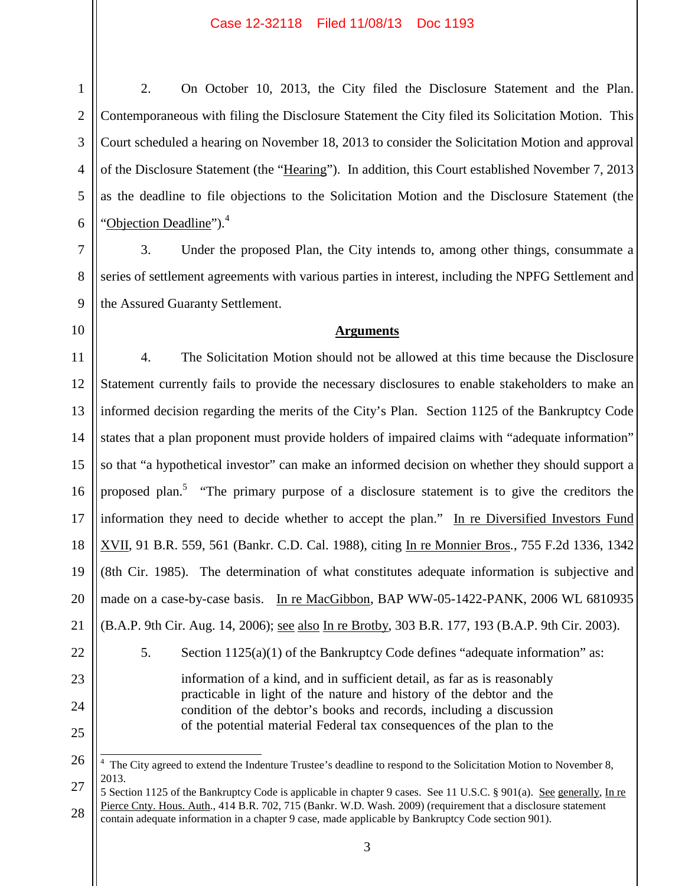2. On October 10, 2013, the City filed the Disclosure Statement and the Plan. Contemporaneous with filing the Disclosure Statement the City filed its Solicitation Motion. This Court scheduled a hearing on November 18, 2013 to consider the Solicitation Motion and approval of the Disclosure Statement (the "Hearing"). In addition, this Court established November 7, 2013 as the deadline to file objections to the Solicitation Motion and the Disclosure Statement (the "Objection Deadline").[4]

3. Under the proposed Plan, the City intends to, among other things, consummate a series of settlement agreements with various parties in interest, including the NPFG Settlement and the Assured Guaranty Settlement.

**Arguments**

4. The Solicitation Motion should not be allowed at this time because the Disclosure Statement currently fails to provide the necessary disclosures to enable stakeholders to make an informed decision regarding the merits of the City's Plan. Section 1125 of the Bankruptcy Code states that a plan proponent must provide holders of impaired claims with "adequate information" so that "a hypothetical investor" can make an informed decision on whether they should support a proposed plan.[5] "The primary purpose of a disclosure statement is to give the creditors the information they need to decide whether to accept the plan." In re Diversified Investors Fund XVII, 91 B.R. 559, 561 (Bankr. C.D. Cal. 1988), citing In re Monnier Bros., 755 F.2d 1336, 1342 (8th Cir. 1985). The determination of what constitutes adequate information is subjective and made on a case-by-case basis. In re MacGibbon, BAP WW-05-1422-PANK, 2006 WL 6810935 (B.A.P. 9th Cir. Aug. 14, 2006); see also In re Brotby, 303 B.R. 177, 193 (B.A.P. 9th Cir. 2003).

5. Section 1125(a)(1) of the Bankruptcy Code defines "adequate information" as:

> information of a kind, and in sufficient detail, as far as is reasonably practicable in light of the nature and history of the debtor and the condition of the debtor's books and records, including a discussion of the potential material Federal tax consequences of the plan to the

---

[4] The City agreed to extend the Indenture Trustee's deadline to respond to the Solicitation Motion to November 8, 2013.

[5] Section 1125 of the Bankruptcy Code is applicable in chapter 9 cases. See 11 U.S.C. § 901(a). See generally, In re Pierce Cnty. Hous. Auth., 414 B.R. 702, 715 (Bankr. W.D. Wash. 2009) (requirement that a disclosure statement contain adequate information in a chapter 9 case, made applicable by Bankruptcy Code section 901).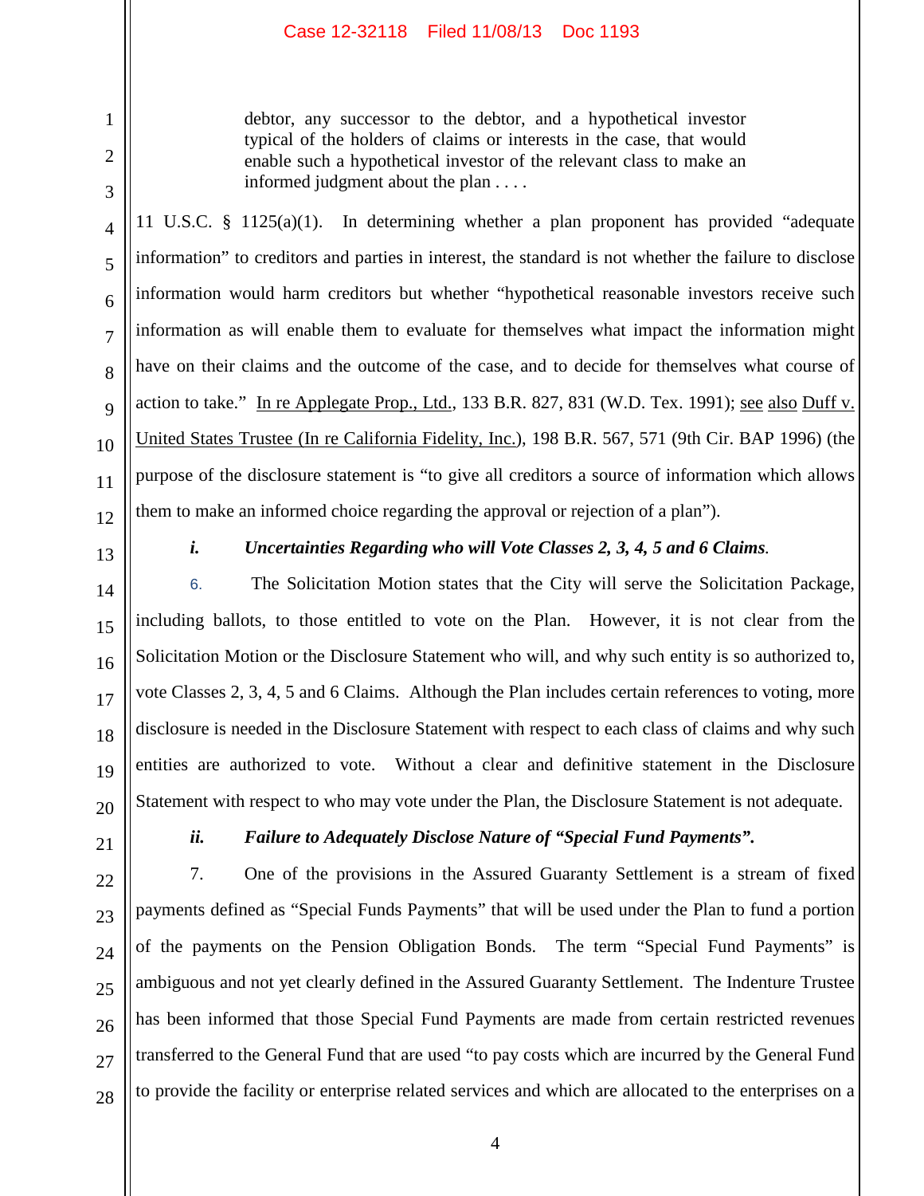> debtor, any successor to the debtor, and a hypothetical investor typical of the holders of claims or interests in the case, that would enable such a hypothetical investor of the relevant class to make an informed judgment about the plan . . . .

11 U.S.C. § 1125(a)(1). In determining whether a plan proponent has provided "adequate information" to creditors and parties in interest, the standard is not whether the failure to disclose information would harm creditors but whether "hypothetical reasonable investors receive such information as will enable them to evaluate for themselves what impact the information might have on their claims and the outcome of the case, and to decide for themselves what course of action to take." In re Applegate Prop., Ltd., 133 B.R. 827, 831 (W.D. Tex. 1991); see also Duff v. United States Trustee (In re California Fidelity, Inc.), 198 B.R. 567, 571 (9th Cir. BAP 1996) (the purpose of the disclosure statement is "to give all creditors a source of information which allows them to make an informed choice regarding the approval or rejection of a plan").

***i. Uncertainties Regarding who will Vote Classes 2, 3, 4, 5 and 6 Claims.***

6. The Solicitation Motion states that the City will serve the Solicitation Package, including ballots, to those entitled to vote on the Plan. However, it is not clear from the Solicitation Motion or the Disclosure Statement who will, and why such entity is so authorized to, vote Classes 2, 3, 4, 5 and 6 Claims. Although the Plan includes certain references to voting, more disclosure is needed in the Disclosure Statement with respect to each class of claims and why such entities are authorized to vote. Without a clear and definitive statement in the Disclosure Statement with respect to who may vote under the Plan, the Disclosure Statement is not adequate.

***ii. Failure to Adequately Disclose Nature of "Special Fund Payments".***

7. One of the provisions in the Assured Guaranty Settlement is a stream of fixed payments defined as "Special Funds Payments" that will be used under the Plan to fund a portion of the payments on the Pension Obligation Bonds. The term "Special Fund Payments" is ambiguous and not yet clearly defined in the Assured Guaranty Settlement. The Indenture Trustee has been informed that those Special Fund Payments are made from certain restricted revenues transferred to the General Fund that are used "to pay costs which are incurred by the General Fund to provide the facility or enterprise related services and which are allocated to the enterprises on a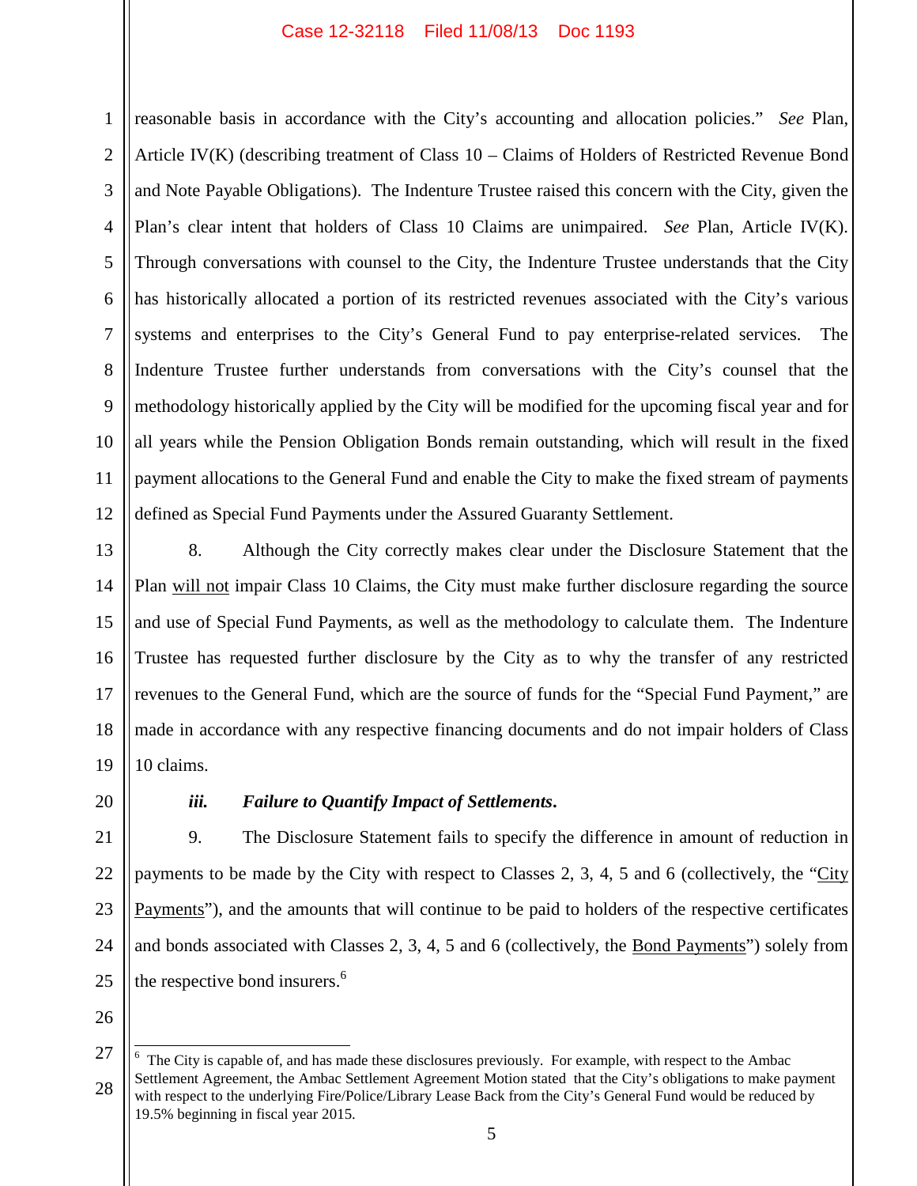reasonable basis in accordance with the City's accounting and allocation policies." *See* Plan, Article IV(K) (describing treatment of Class 10 – Claims of Holders of Restricted Revenue Bond and Note Payable Obligations). The Indenture Trustee raised this concern with the City, given the Plan's clear intent that holders of Class 10 Claims are unimpaired. *See* Plan, Article IV(K). Through conversations with counsel to the City, the Indenture Trustee understands that the City has historically allocated a portion of its restricted revenues associated with the City's various systems and enterprises to the City's General Fund to pay enterprise-related services. The Indenture Trustee further understands from conversations with the City's counsel that the methodology historically applied by the City will be modified for the upcoming fiscal year and for all years while the Pension Obligation Bonds remain outstanding, which will result in the fixed payment allocations to the General Fund and enable the City to make the fixed stream of payments defined as Special Fund Payments under the Assured Guaranty Settlement.

8. Although the City correctly makes clear under the Disclosure Statement that the Plan <u>will not</u> impair Class 10 Claims, the City must make further disclosure regarding the source and use of Special Fund Payments, as well as the methodology to calculate them. The Indenture Trustee has requested further disclosure by the City as to why the transfer of any restricted revenues to the General Fund, which are the source of funds for the "Special Fund Payment," are made in accordance with any respective financing documents and do not impair holders of Class 10 claims.

***iii. Failure to Quantify Impact of Settlements.***

9. The Disclosure Statement fails to specify the difference in amount of reduction in payments to be made by the City with respect to Classes 2, 3, 4, 5 and 6 (collectively, the "<u>City Payments</u>"), and the amounts that will continue to be paid to holders of the respective certificates and bonds associated with Classes 2, 3, 4, 5 and 6 (collectively, the <u>Bond Payments</u>") solely from the respective bond insurers.[6]

---

[6] The City is capable of, and has made these disclosures previously. For example, with respect to the Ambac Settlement Agreement, the Ambac Settlement Agreement Motion stated that the City's obligations to make payment with respect to the underlying Fire/Police/Library Lease Back from the City's General Fund would be reduced by 19.5% beginning in fiscal year 2015.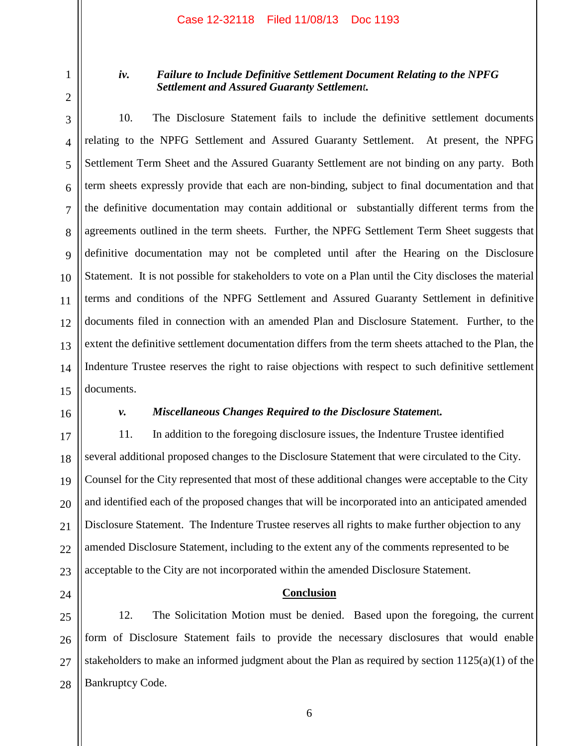*iv. Failure to Include Definitive Settlement Document Relating to the NPFG Settlement and Assured Guaranty Settlement.*

10. The Disclosure Statement fails to include the definitive settlement documents relating to the NPFG Settlement and Assured Guaranty Settlement. At present, the NPFG Settlement Term Sheet and the Assured Guaranty Settlement are not binding on any party. Both term sheets expressly provide that each are non-binding, subject to final documentation and that the definitive documentation may contain additional or substantially different terms from the agreements outlined in the term sheets. Further, the NPFG Settlement Term Sheet suggests that definitive documentation may not be completed until after the Hearing on the Disclosure Statement. It is not possible for stakeholders to vote on a Plan until the City discloses the material terms and conditions of the NPFG Settlement and Assured Guaranty Settlement in definitive documents filed in connection with an amended Plan and Disclosure Statement. Further, to the extent the definitive settlement documentation differs from the term sheets attached to the Plan, the Indenture Trustee reserves the right to raise objections with respect to such definitive settlement documents.

*v. Miscellaneous Changes Required to the Disclosure Statement.*

11. In addition to the foregoing disclosure issues, the Indenture Trustee identified several additional proposed changes to the Disclosure Statement that were circulated to the City. Counsel for the City represented that most of these additional changes were acceptable to the City and identified each of the proposed changes that will be incorporated into an anticipated amended Disclosure Statement. The Indenture Trustee reserves all rights to make further objection to any amended Disclosure Statement, including to the extent any of the comments represented to be acceptable to the City are not incorporated within the amended Disclosure Statement.

**Conclusion**

12. The Solicitation Motion must be denied. Based upon the foregoing, the current form of Disclosure Statement fails to provide the necessary disclosures that would enable stakeholders to make an informed judgment about the Plan as required by section 1125(a)(1) of the Bankruptcy Code.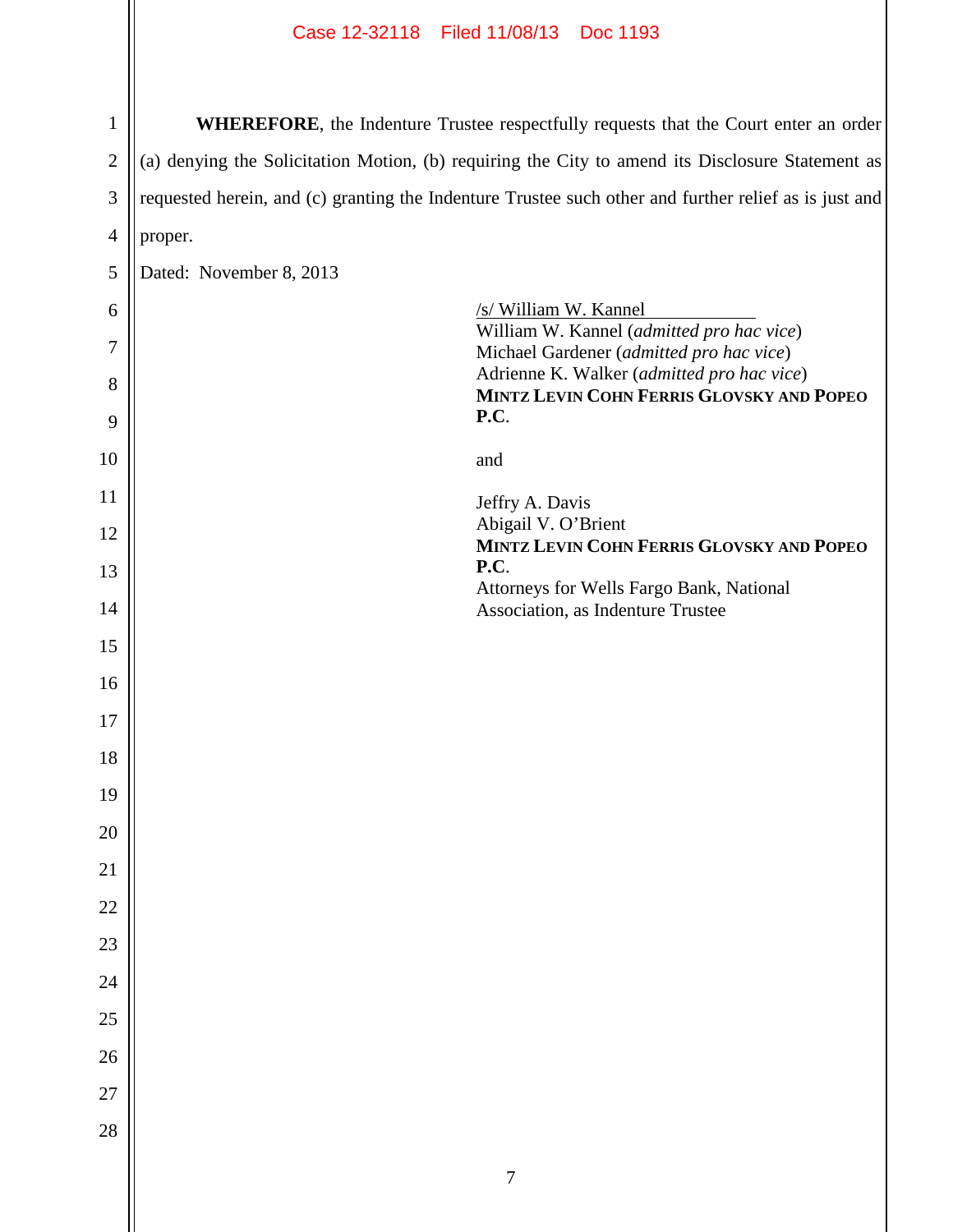**WHEREFORE**, the Indenture Trustee respectfully requests that the Court enter an order (a) denying the Solicitation Motion, (b) requiring the City to amend its Disclosure Statement as requested herein, and (c) granting the Indenture Trustee such other and further relief as is just and proper.

Dated: November 8, 2013

/s/ William W. Kannel
William W. Kannel (*admitted pro hac vice*)
Michael Gardener (*admitted pro hac vice*)
Adrienne K. Walker (*admitted pro hac vice*)
**MINTZ LEVIN COHN FERRIS GLOVSKY AND POPEO P.C.**

and

Jeffry A. Davis
Abigail V. O'Brient
**MINTZ LEVIN COHN FERRIS GLOVSKY AND POPEO P.C.**
Attorneys for Wells Fargo Bank, National Association, as Indenture Trustee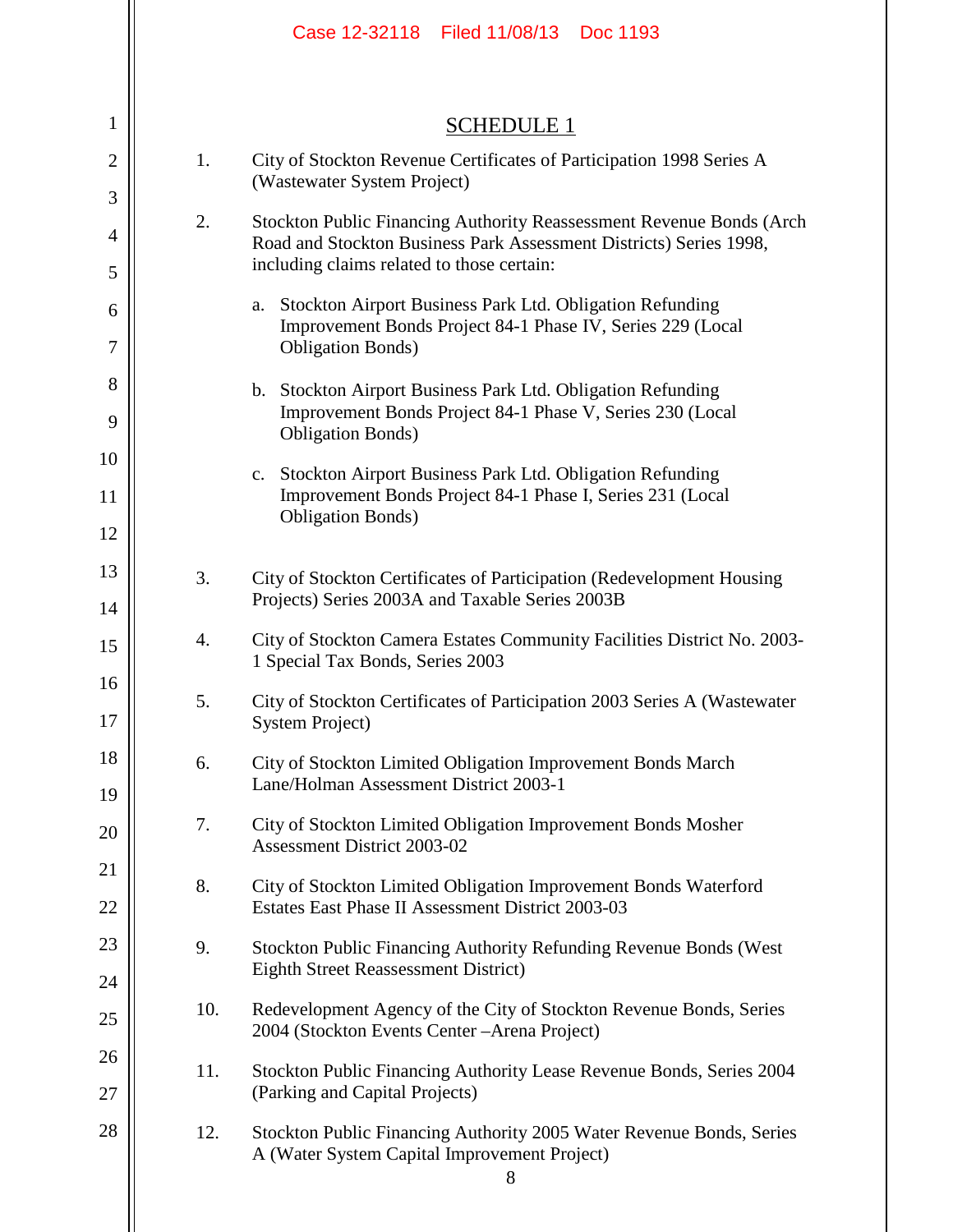## SCHEDULE 1

1. City of Stockton Revenue Certificates of Participation 1998 Series A (Wastewater System Project)

2. Stockton Public Financing Authority Reassessment Revenue Bonds (Arch Road and Stockton Business Park Assessment Districts) Series 1998, including claims related to those certain:

   a. Stockton Airport Business Park Ltd. Obligation Refunding Improvement Bonds Project 84-1 Phase IV, Series 229 (Local Obligation Bonds)

   b. Stockton Airport Business Park Ltd. Obligation Refunding Improvement Bonds Project 84-1 Phase V, Series 230 (Local Obligation Bonds)

   c. Stockton Airport Business Park Ltd. Obligation Refunding Improvement Bonds Project 84-1 Phase I, Series 231 (Local Obligation Bonds)

3. City of Stockton Certificates of Participation (Redevelopment Housing Projects) Series 2003A and Taxable Series 2003B

4. City of Stockton Camera Estates Community Facilities District No. 2003-1 Special Tax Bonds, Series 2003

5. City of Stockton Certificates of Participation 2003 Series A (Wastewater System Project)

6. City of Stockton Limited Obligation Improvement Bonds March Lane/Holman Assessment District 2003-1

7. City of Stockton Limited Obligation Improvement Bonds Mosher Assessment District 2003-02

8. City of Stockton Limited Obligation Improvement Bonds Waterford Estates East Phase II Assessment District 2003-03

9. Stockton Public Financing Authority Refunding Revenue Bonds (West Eighth Street Reassessment District)

10. Redevelopment Agency of the City of Stockton Revenue Bonds, Series 2004 (Stockton Events Center –Arena Project)

11. Stockton Public Financing Authority Lease Revenue Bonds, Series 2004 (Parking and Capital Projects)

12. Stockton Public Financing Authority 2005 Water Revenue Bonds, Series A (Water System Capital Improvement Project)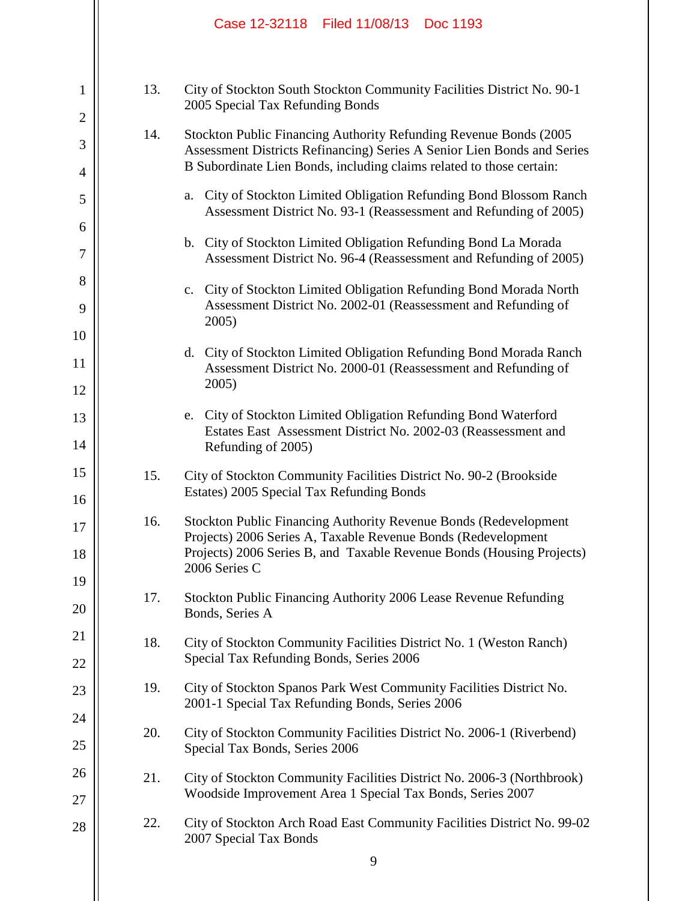13. City of Stockton South Stockton Community Facilities District No. 90-1 2005 Special Tax Refunding Bonds

14. Stockton Public Financing Authority Refunding Revenue Bonds (2005 Assessment Districts Refinancing) Series A Senior Lien Bonds and Series B Subordinate Lien Bonds, including claims related to those certain:

    a. City of Stockton Limited Obligation Refunding Bond Blossom Ranch Assessment District No. 93-1 (Reassessment and Refunding of 2005)

    b. City of Stockton Limited Obligation Refunding Bond La Morada Assessment District No. 96-4 (Reassessment and Refunding of 2005)

    c. City of Stockton Limited Obligation Refunding Bond Morada North Assessment District No. 2002-01 (Reassessment and Refunding of 2005)

    d. City of Stockton Limited Obligation Refunding Bond Morada Ranch Assessment District No. 2000-01 (Reassessment and Refunding of 2005)

    e. City of Stockton Limited Obligation Refunding Bond Waterford Estates East Assessment District No. 2002-03 (Reassessment and Refunding of 2005)

15. City of Stockton Community Facilities District No. 90-2 (Brookside Estates) 2005 Special Tax Refunding Bonds

16. Stockton Public Financing Authority Revenue Bonds (Redevelopment Projects) 2006 Series A, Taxable Revenue Bonds (Redevelopment Projects) 2006 Series B, and Taxable Revenue Bonds (Housing Projects) 2006 Series C

17. Stockton Public Financing Authority 2006 Lease Revenue Refunding Bonds, Series A

18. City of Stockton Community Facilities District No. 1 (Weston Ranch) Special Tax Refunding Bonds, Series 2006

19. City of Stockton Spanos Park West Community Facilities District No. 2001-1 Special Tax Refunding Bonds, Series 2006

20. City of Stockton Community Facilities District No. 2006-1 (Riverbend) Special Tax Bonds, Series 2006

21. City of Stockton Community Facilities District No. 2006-3 (Northbrook) Woodside Improvement Area 1 Special Tax Bonds, Series 2007

22. City of Stockton Arch Road East Community Facilities District No. 99-02 2007 Special Tax Bonds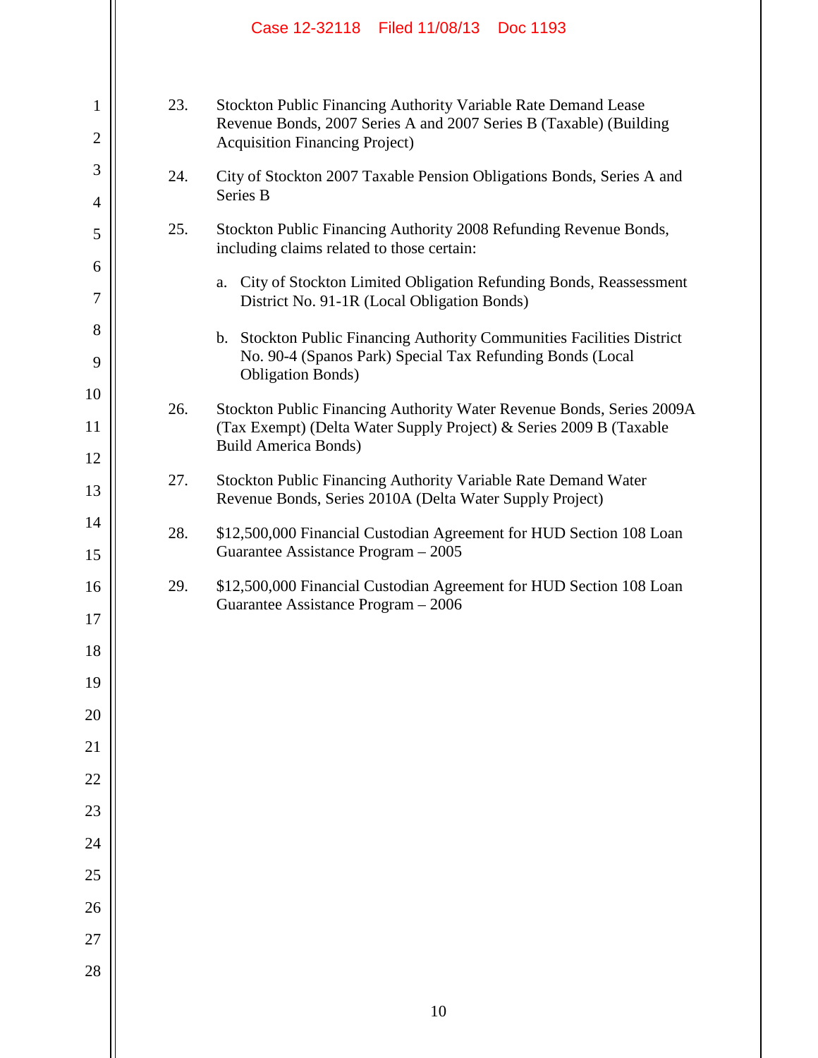23. Stockton Public Financing Authority Variable Rate Demand Lease Revenue Bonds, 2007 Series A and 2007 Series B (Taxable) (Building Acquisition Financing Project)

24. City of Stockton 2007 Taxable Pension Obligations Bonds, Series A and Series B

25. Stockton Public Financing Authority 2008 Refunding Revenue Bonds, including claims related to those certain:

    a. City of Stockton Limited Obligation Refunding Bonds, Reassessment District No. 91-1R (Local Obligation Bonds)

    b. Stockton Public Financing Authority Communities Facilities District No. 90-4 (Spanos Park) Special Tax Refunding Bonds (Local Obligation Bonds)

26. Stockton Public Financing Authority Water Revenue Bonds, Series 2009A (Tax Exempt) (Delta Water Supply Project) & Series 2009 B (Taxable Build America Bonds)

27. Stockton Public Financing Authority Variable Rate Demand Water Revenue Bonds, Series 2010A (Delta Water Supply Project)

28. $12,500,000 Financial Custodian Agreement for HUD Section 108 Loan Guarantee Assistance Program – 2005

29. $12,500,000 Financial Custodian Agreement for HUD Section 108 Loan Guarantee Assistance Program – 2006